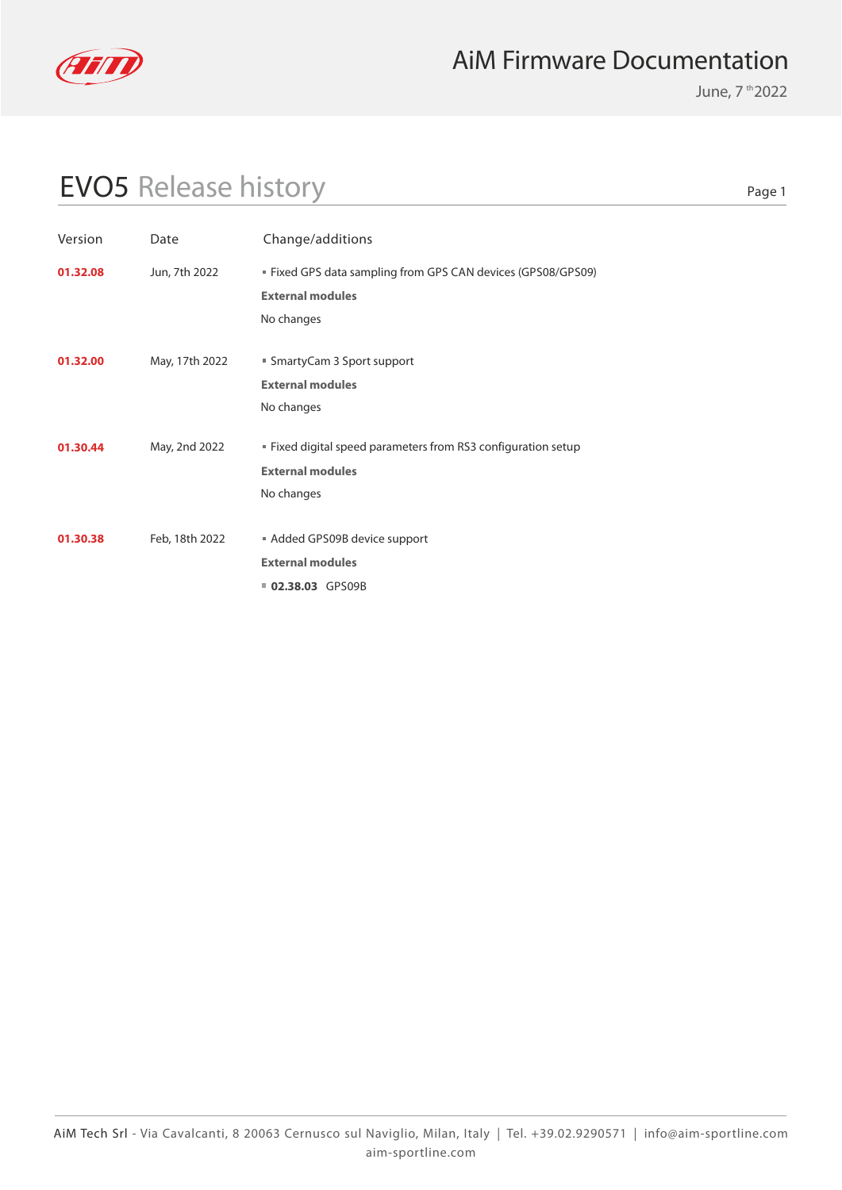# AiM Firmware Documentation

June, 7th 2022

## EVO5 Release history

| Version | Date | Change/additions |
|---|---|---|
| **01.32.08** | Jun, 7th 2022 | ▪ Fixed GPS data sampling from GPS CAN devices (GPS08/GPS09)<br>**External modules**<br>No changes |
| **01.32.00** | May, 17th 2022 | ▪ SmartyCam 3 Sport support<br>**External modules**<br>No changes |
| **01.30.44** | May, 2nd 2022 | ▪ Fixed digital speed parameters from RS3 configuration setup<br>**External modules**<br>No changes |
| **01.30.38** | Feb, 18th 2022 | ▪ Added GPS09B device support<br>**External modules**<br>▪ **02.38.03** GPS09B |

AiM Tech Srl - Via Cavalcanti, 8 20063 Cernusco sul Naviglio, Milan, Italy | Tel. +39.02.9290571 | info@aim-sportline.com
aim-sportline.com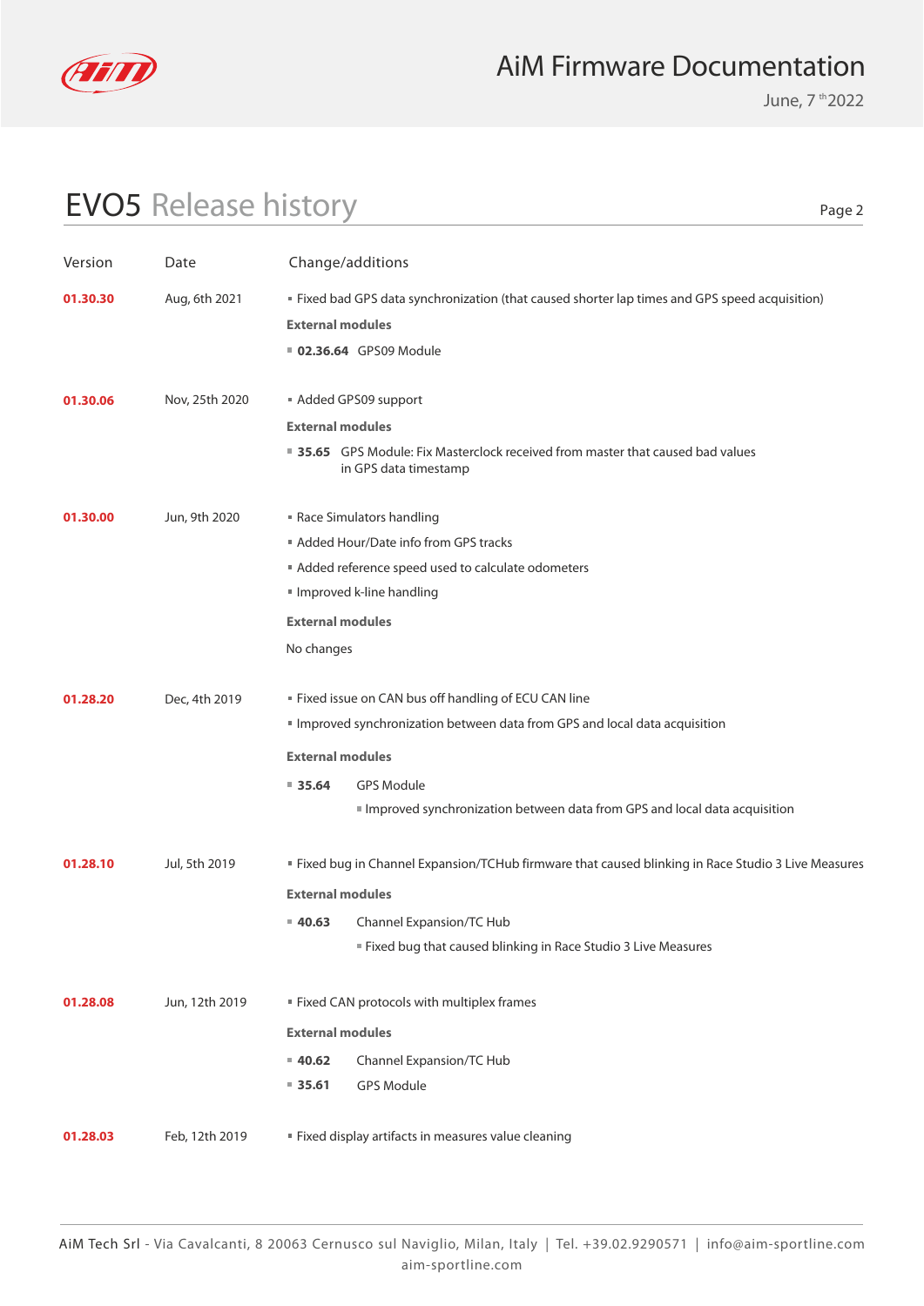## EVO5 Release history

| Version | Date | Change/additions |
|---|---|---|
| **01.30.30** | Aug, 6th 2021 | ▪ Fixed bad GPS data synchronization (that caused shorter lap times and GPS speed acquisition)<br>**External modules**<br>▪ **02.36.64** GPS09 Module |
| **01.30.06** | Nov, 25th 2020 | ▪ Added GPS09 support<br>**External modules**<br>▪ **35.65** GPS Module: Fix Masterclock received from master that caused bad values in GPS data timestamp |
| **01.30.00** | Jun, 9th 2020 | ▪ Race Simulators handling<br>▪ Added Hour/Date info from GPS tracks<br>▪ Added reference speed used to calculate odometers<br>▪ Improved k-line handling<br>**External modules**<br>No changes |
| **01.28.20** | Dec, 4th 2019 | ▪ Fixed issue on CAN bus off handling of ECU CAN line<br>▪ Improved synchronization between data from GPS and local data acquisition<br>**External modules**<br>▪ **35.64** GPS Module<br>▪ Improved synchronization between data from GPS and local data acquisition |
| **01.28.10** | Jul, 5th 2019 | ▪ Fixed bug in Channel Expansion/TCHub firmware that caused blinking in Race Studio 3 Live Measures<br>**External modules**<br>▪ **40.63** Channel Expansion/TC Hub<br>▪ Fixed bug that caused blinking in Race Studio 3 Live Measures |
| **01.28.08** | Jun, 12th 2019 | ▪ Fixed CAN protocols with multiplex frames<br>**External modules**<br>▪ **40.62** Channel Expansion/TC Hub<br>▪ **35.61** GPS Module |
| **01.28.03** | Feb, 12th 2019 | ▪ Fixed display artifacts in measures value cleaning |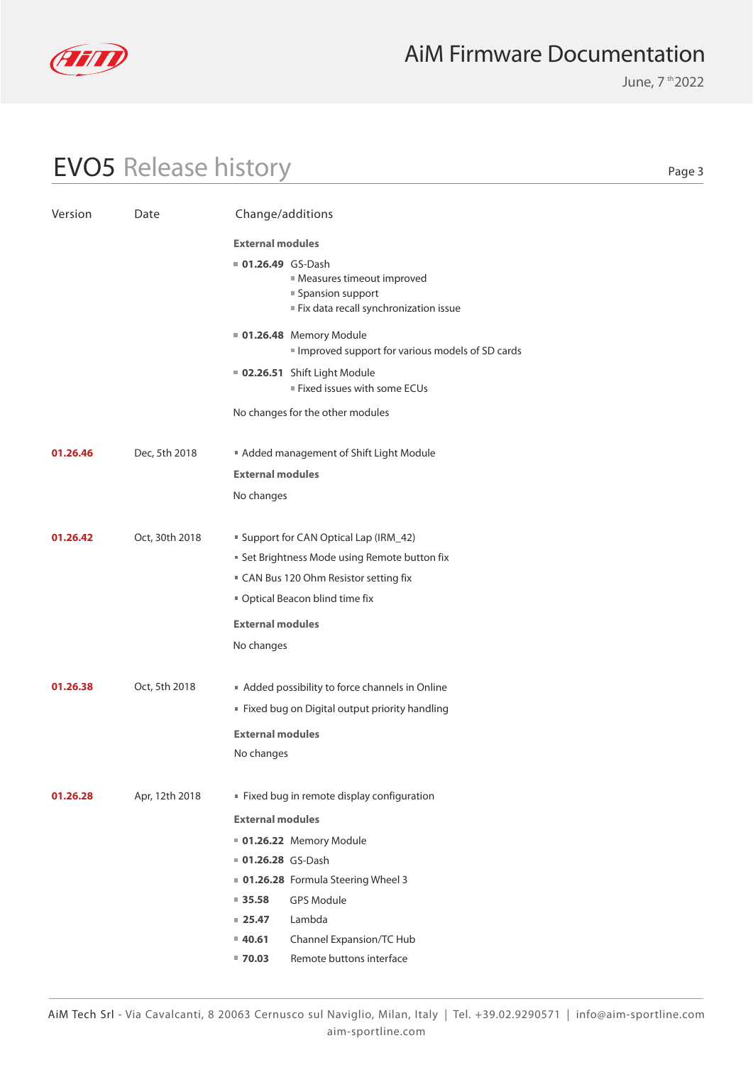# EVO5 Release history

| Version | Date | Change/additions |
|---|---|---|
| | | **External modules**<br>▪ **01.26.49** GS-Dash<br>  ▪ Measures timeout improved<br>  ▪ Spansion support<br>  ▪ Fix data recall synchronization issue<br>▪ **01.26.48** Memory Module<br>  ▪ Improved support for various models of SD cards<br>▪ **02.26.51** Shift Light Module<br>  ▪ Fixed issues with some ECUs<br>No changes for the other modules |
| **01.26.46** | Dec, 5th 2018 | ▪ Added management of Shift Light Module<br>**External modules**<br>No changes |
| **01.26.42** | Oct, 30th 2018 | ▪ Support for CAN Optical Lap (IRM_42)<br>▪ Set Brightness Mode using Remote button fix<br>▪ CAN Bus 120 Ohm Resistor setting fix<br>▪ Optical Beacon blind time fix<br>**External modules**<br>No changes |
| **01.26.38** | Oct, 5th 2018 | ▪ Added possibility to force channels in Online<br>▪ Fixed bug on Digital output priority handling<br>**External modules**<br>No changes |
| **01.26.28** | Apr, 12th 2018 | ▪ Fixed bug in remote display configuration<br>**External modules**<br>▪ **01.26.22** Memory Module<br>▪ **01.26.28** GS-Dash<br>▪ **01.26.28** Formula Steering Wheel 3<br>▪ **35.58** GPS Module<br>▪ **25.47** Lambda<br>▪ **40.61** Channel Expansion/TC Hub<br>▪ **70.03** Remote buttons interface |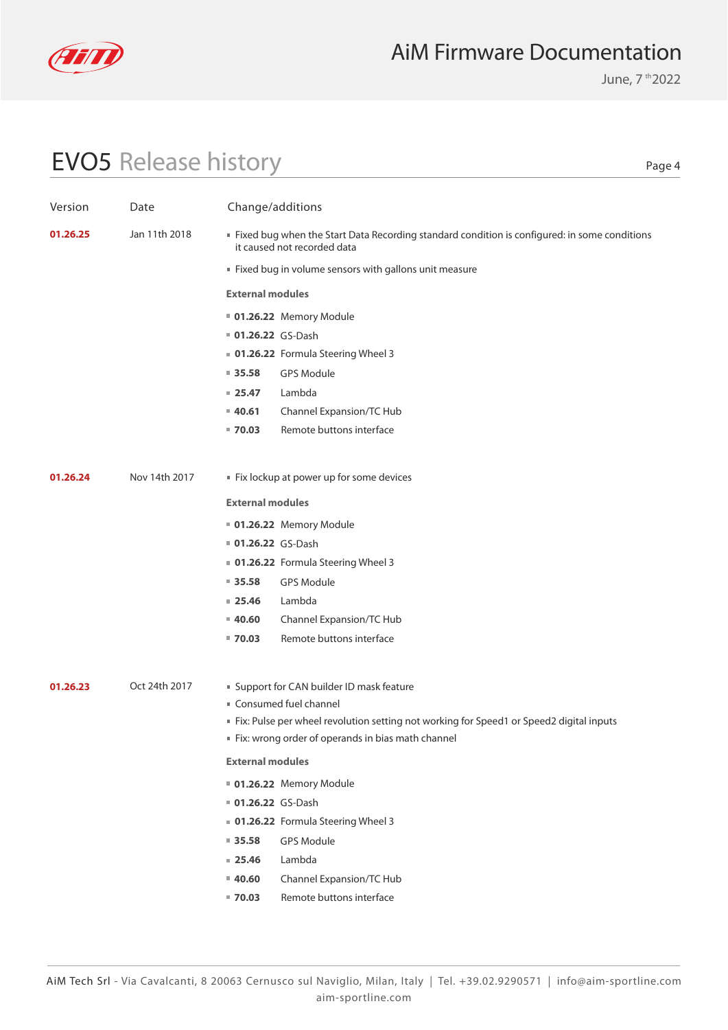# EVO5 Release history

| Version | Date | Change/additions |
|---|---|---|
| **01.26.25** | Jan 11th 2018 | ▪ Fixed bug when the Start Data Recording standard condition is configured: in some conditions it caused not recorded data<br>▪ Fixed bug in volume sensors with gallons unit measure<br>**External modules**<br>▪ **01.26.22** Memory Module<br>▪ **01.26.22** GS-Dash<br>▪ **01.26.22** Formula Steering Wheel 3<br>▪ **35.58** GPS Module<br>▪ **25.47** Lambda<br>▪ **40.61** Channel Expansion/TC Hub<br>▪ **70.03** Remote buttons interface |
| **01.26.24** | Nov 14th 2017 | ▪ Fix lockup at power up for some devices<br>**External modules**<br>▪ **01.26.22** Memory Module<br>▪ **01.26.22** GS-Dash<br>▪ **01.26.22** Formula Steering Wheel 3<br>▪ **35.58** GPS Module<br>▪ **25.46** Lambda<br>▪ **40.60** Channel Expansion/TC Hub<br>▪ **70.03** Remote buttons interface |
| **01.26.23** | Oct 24th 2017 | ▪ Support for CAN builder ID mask feature<br>▪ Consumed fuel channel<br>▪ Fix: Pulse per wheel revolution setting not working for Speed1 or Speed2 digital inputs<br>▪ Fix: wrong order of operands in bias math channel<br>**External modules**<br>▪ **01.26.22** Memory Module<br>▪ **01.26.22** GS-Dash<br>▪ **01.26.22** Formula Steering Wheel 3<br>▪ **35.58** GPS Module<br>▪ **25.46** Lambda<br>▪ **40.60** Channel Expansion/TC Hub<br>▪ **70.03** Remote buttons interface |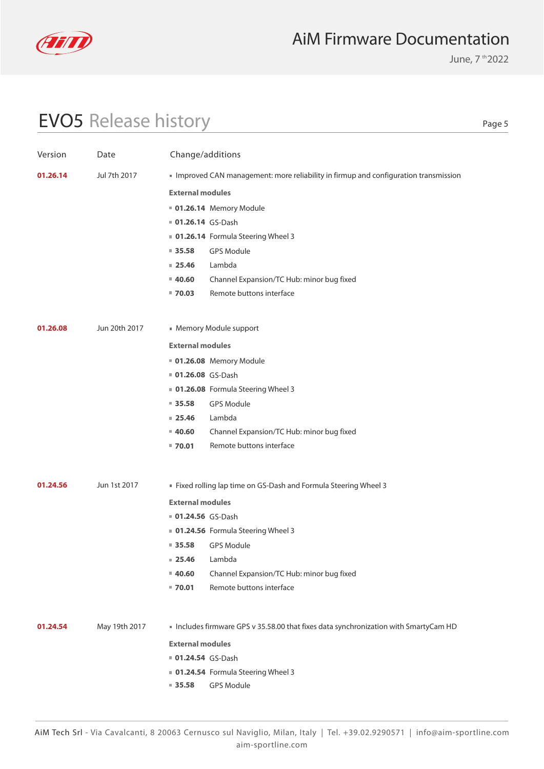# EVO5 Release history

| Version | Date | Change/additions |
|---|---|---|
| **01.26.14** | Jul 7th 2017 | ▪ Improved CAN management: more reliability in firmup and configuration transmission<br>**External modules**<br>▪ **01.26.14** Memory Module<br>▪ **01.26.14** GS-Dash<br>▪ **01.26.14** Formula Steering Wheel 3<br>▪ **35.58** GPS Module<br>▪ **25.46** Lambda<br>▪ **40.60** Channel Expansion/TC Hub: minor bug fixed<br>▪ **70.03** Remote buttons interface |
| **01.26.08** | Jun 20th 2017 | ▪ Memory Module support<br>**External modules**<br>▪ **01.26.08** Memory Module<br>▪ **01.26.08** GS-Dash<br>▪ **01.26.08** Formula Steering Wheel 3<br>▪ **35.58** GPS Module<br>▪ **25.46** Lambda<br>▪ **40.60** Channel Expansion/TC Hub: minor bug fixed<br>▪ **70.01** Remote buttons interface |
| **01.24.56** | Jun 1st 2017 | ▪ Fixed rolling lap time on GS-Dash and Formula Steering Wheel 3<br>**External modules**<br>▪ **01.24.56** GS-Dash<br>▪ **01.24.56** Formula Steering Wheel 3<br>▪ **35.58** GPS Module<br>▪ **25.46** Lambda<br>▪ **40.60** Channel Expansion/TC Hub: minor bug fixed<br>▪ **70.01** Remote buttons interface |
| **01.24.54** | May 19th 2017 | ▪ Includes firmware GPS v 35.58.00 that fixes data synchronization with SmartyCam HD<br>**External modules**<br>▪ **01.24.54** GS-Dash<br>▪ **01.24.54** Formula Steering Wheel 3<br>▪ **35.58** GPS Module |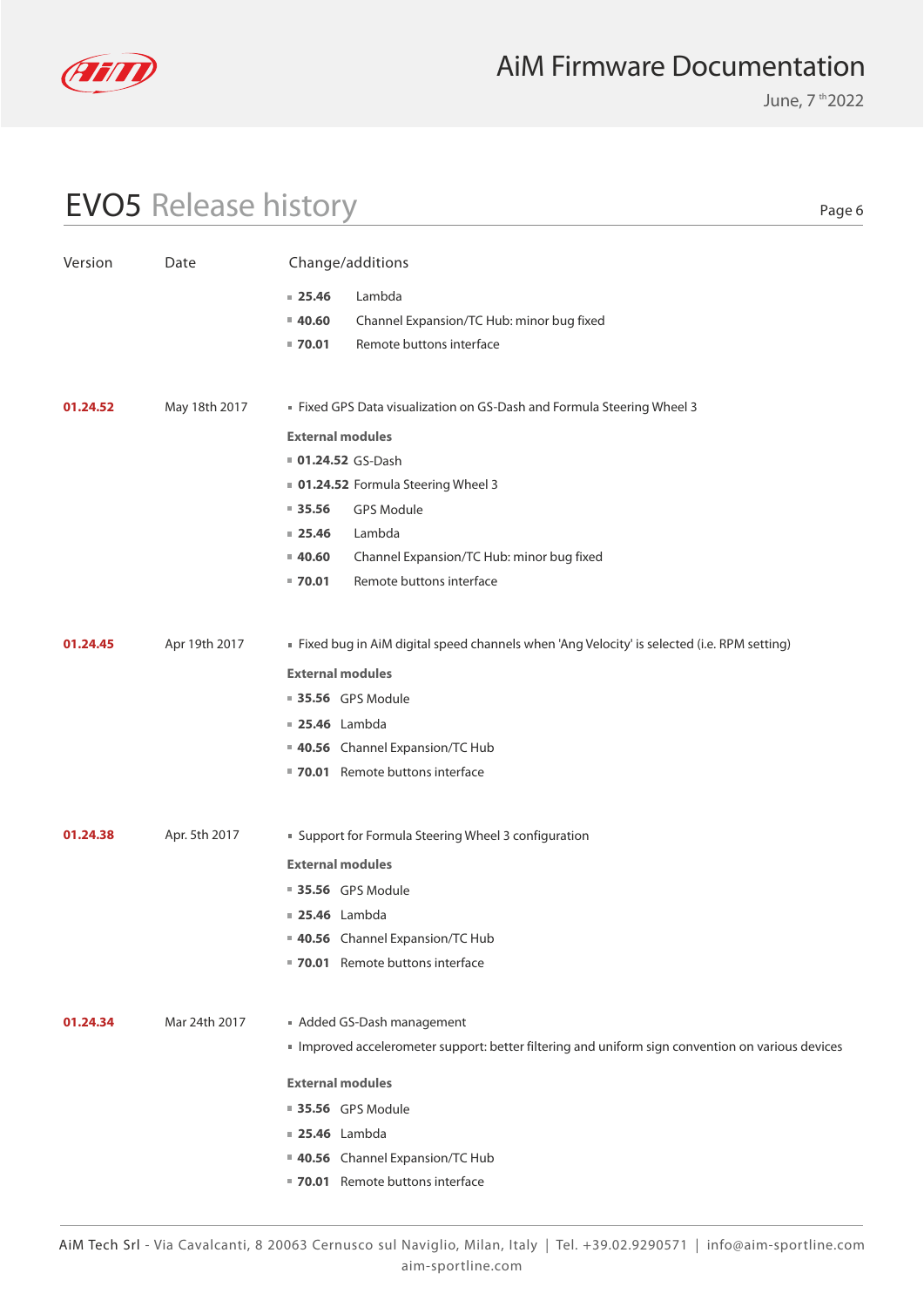## EVO5 Release history

| Version | Date | Change/additions |
|---|---|---|
| | | ▪ **25.46** Lambda<br>▪ **40.60** Channel Expansion/TC Hub: minor bug fixed<br>▪ **70.01** Remote buttons interface |
| **01.24.52** | May 18th 2017 | ▪ Fixed GPS Data visualization on GS-Dash and Formula Steering Wheel 3<br>**External modules**<br>▪ **01.24.52** GS-Dash<br>▪ **01.24.52** Formula Steering Wheel 3<br>▪ **35.56** GPS Module<br>▪ **25.46** Lambda<br>▪ **40.60** Channel Expansion/TC Hub: minor bug fixed<br>▪ **70.01** Remote buttons interface |
| **01.24.45** | Apr 19th 2017 | ▪ Fixed bug in AiM digital speed channels when 'Ang Velocity' is selected (i.e. RPM setting)<br>**External modules**<br>▪ **35.56** GPS Module<br>▪ **25.46** Lambda<br>▪ **40.56** Channel Expansion/TC Hub<br>▪ **70.01** Remote buttons interface |
| **01.24.38** | Apr. 5th 2017 | ▪ Support for Formula Steering Wheel 3 configuration<br>**External modules**<br>▪ **35.56** GPS Module<br>▪ **25.46** Lambda<br>▪ **40.56** Channel Expansion/TC Hub<br>▪ **70.01** Remote buttons interface |
| **01.24.34** | Mar 24th 2017 | ▪ Added GS-Dash management<br>▪ Improved accelerometer support: better filtering and uniform sign convention on various devices<br>**External modules**<br>▪ **35.56** GPS Module<br>▪ **25.46** Lambda<br>▪ **40.56** Channel Expansion/TC Hub<br>▪ **70.01** Remote buttons interface |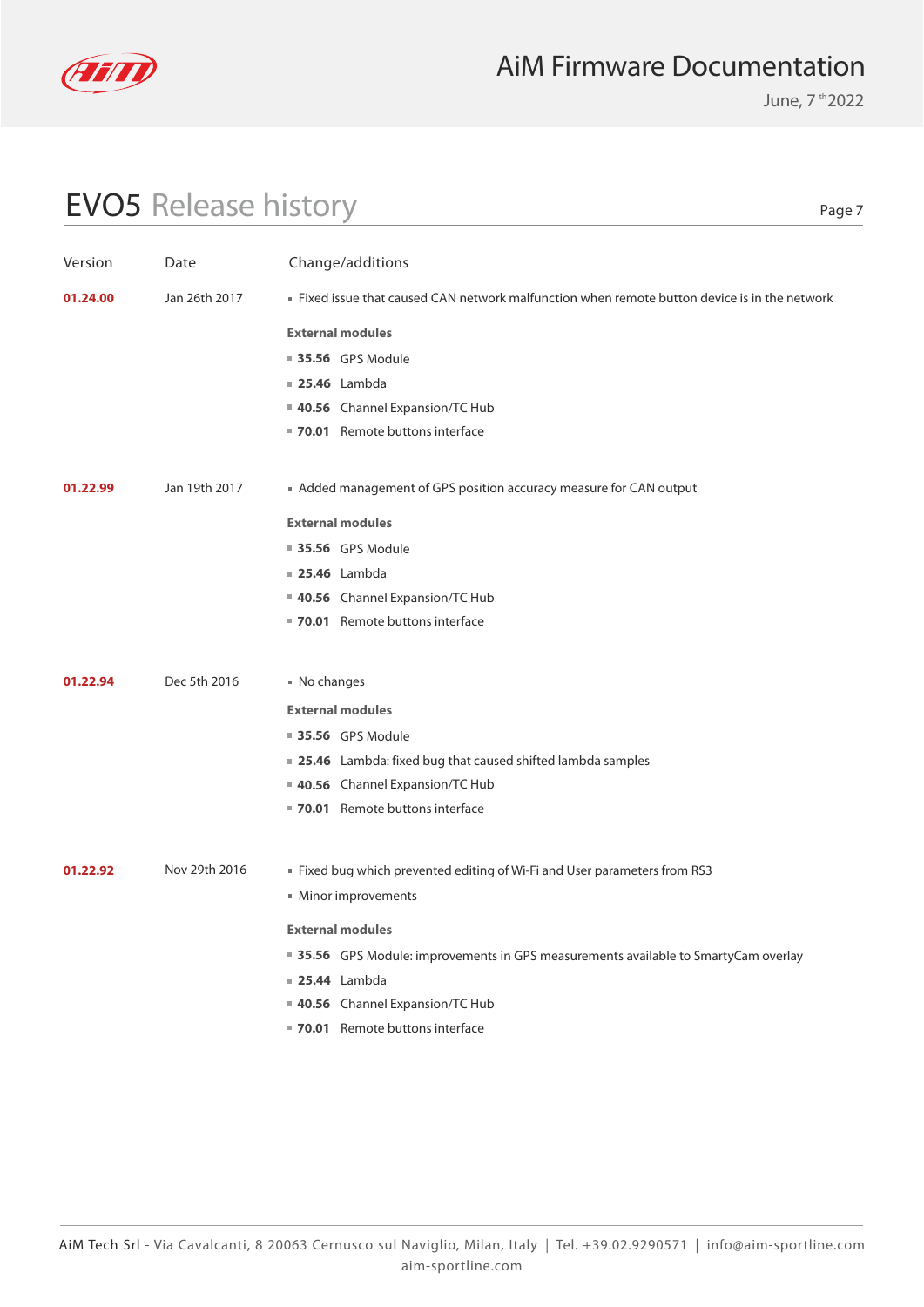## EVO5 Release history

| Version | Date | Change/additions |
|---|---|---|
| **01.24.00** | Jan 26th 2017 | ▪ Fixed issue that caused CAN network malfunction when remote button device is in the network<br><br>**External modules**<br>▪ **35.56** GPS Module<br>▪ **25.46** Lambda<br>▪ **40.56** Channel Expansion/TC Hub<br>▪ **70.01** Remote buttons interface |
| **01.22.99** | Jan 19th 2017 | ▪ Added management of GPS position accuracy measure for CAN output<br><br>**External modules**<br>▪ **35.56** GPS Module<br>▪ **25.46** Lambda<br>▪ **40.56** Channel Expansion/TC Hub<br>▪ **70.01** Remote buttons interface |
| **01.22.94** | Dec 5th 2016 | ▪ No changes<br><br>**External modules**<br>▪ **35.56** GPS Module<br>▪ **25.46** Lambda: fixed bug that caused shifted lambda samples<br>▪ **40.56** Channel Expansion/TC Hub<br>▪ **70.01** Remote buttons interface |
| **01.22.92** | Nov 29th 2016 | ▪ Fixed bug which prevented editing of Wi-Fi and User parameters from RS3<br>▪ Minor improvements<br><br>**External modules**<br>▪ **35.56** GPS Module: improvements in GPS measurements available to SmartyCam overlay<br>▪ **25.44** Lambda<br>▪ **40.56** Channel Expansion/TC Hub<br>▪ **70.01** Remote buttons interface |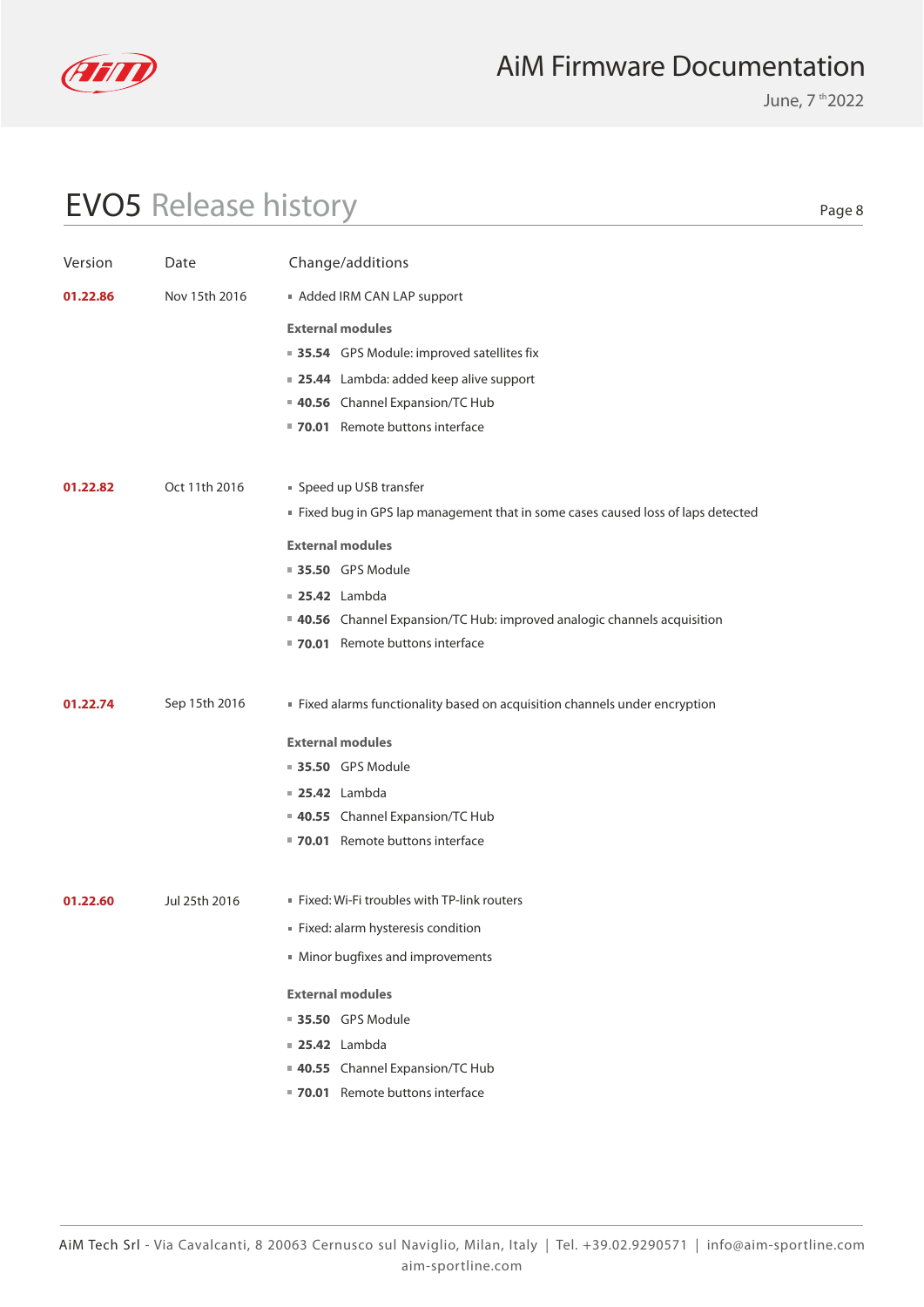# EVO5 Release history

| Version | Date | Change/additions |
|---|---|---|
| **01.22.86** | Nov 15th 2016 | ▪ Added IRM CAN LAP support<br><br>**External modules**<br>▪ **35.54** GPS Module: improved satellites fix<br>▪ **25.44** Lambda: added keep alive support<br>▪ **40.56** Channel Expansion/TC Hub<br>▪ **70.01** Remote buttons interface |
| **01.22.82** | Oct 11th 2016 | ▪ Speed up USB transfer<br>▪ Fixed bug in GPS lap management that in some cases caused loss of laps detected<br><br>**External modules**<br>▪ **35.50** GPS Module<br>▪ **25.42** Lambda<br>▪ **40.56** Channel Expansion/TC Hub: improved analogic channels acquisition<br>▪ **70.01** Remote buttons interface |
| **01.22.74** | Sep 15th 2016 | ▪ Fixed alarms functionality based on acquisition channels under encryption<br><br>**External modules**<br>▪ **35.50** GPS Module<br>▪ **25.42** Lambda<br>▪ **40.55** Channel Expansion/TC Hub<br>▪ **70.01** Remote buttons interface |
| **01.22.60** | Jul 25th 2016 | ▪ Fixed: Wi-Fi troubles with TP-link routers<br>▪ Fixed: alarm hysteresis condition<br>▪ Minor bugfixes and improvements<br><br>**External modules**<br>▪ **35.50** GPS Module<br>▪ **25.42** Lambda<br>▪ **40.55** Channel Expansion/TC Hub<br>▪ **70.01** Remote buttons interface |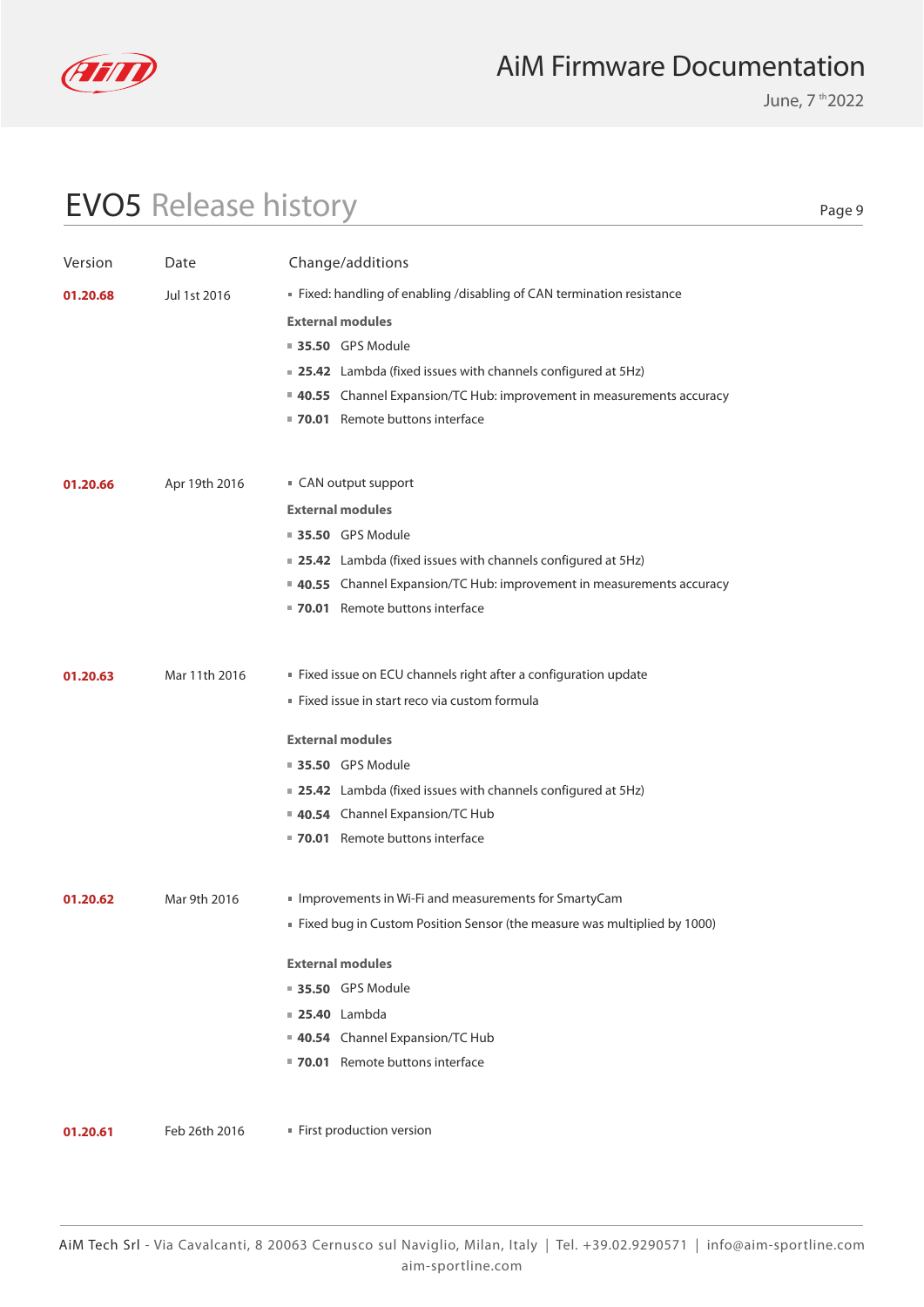# EVO5 Release history

| Version | Date | Change/additions |
|---|---|---|
| **01.20.68** | Jul 1st 2016 | ▪ Fixed: handling of enabling /disabling of CAN termination resistance<br>**External modules**<br>▪ **35.50** GPS Module<br>▪ **25.42** Lambda (fixed issues with channels configured at 5Hz)<br>▪ **40.55** Channel Expansion/TC Hub: improvement in measurements accuracy<br>▪ **70.01** Remote buttons interface |
| **01.20.66** | Apr 19th 2016 | ▪ CAN output support<br>**External modules**<br>▪ **35.50** GPS Module<br>▪ **25.42** Lambda (fixed issues with channels configured at 5Hz)<br>▪ **40.55** Channel Expansion/TC Hub: improvement in measurements accuracy<br>▪ **70.01** Remote buttons interface |
| **01.20.63** | Mar 11th 2016 | ▪ Fixed issue on ECU channels right after a configuration update<br>▪ Fixed issue in start reco via custom formula<br>**External modules**<br>▪ **35.50** GPS Module<br>▪ **25.42** Lambda (fixed issues with channels configured at 5Hz)<br>▪ **40.54** Channel Expansion/TC Hub<br>▪ **70.01** Remote buttons interface |
| **01.20.62** | Mar 9th 2016 | ▪ Improvements in Wi-Fi and measurements for SmartyCam<br>▪ Fixed bug in Custom Position Sensor (the measure was multiplied by 1000)<br>**External modules**<br>▪ **35.50** GPS Module<br>▪ **25.40** Lambda<br>▪ **40.54** Channel Expansion/TC Hub<br>▪ **70.01** Remote buttons interface |
| **01.20.61** | Feb 26th 2016 | ▪ First production version |